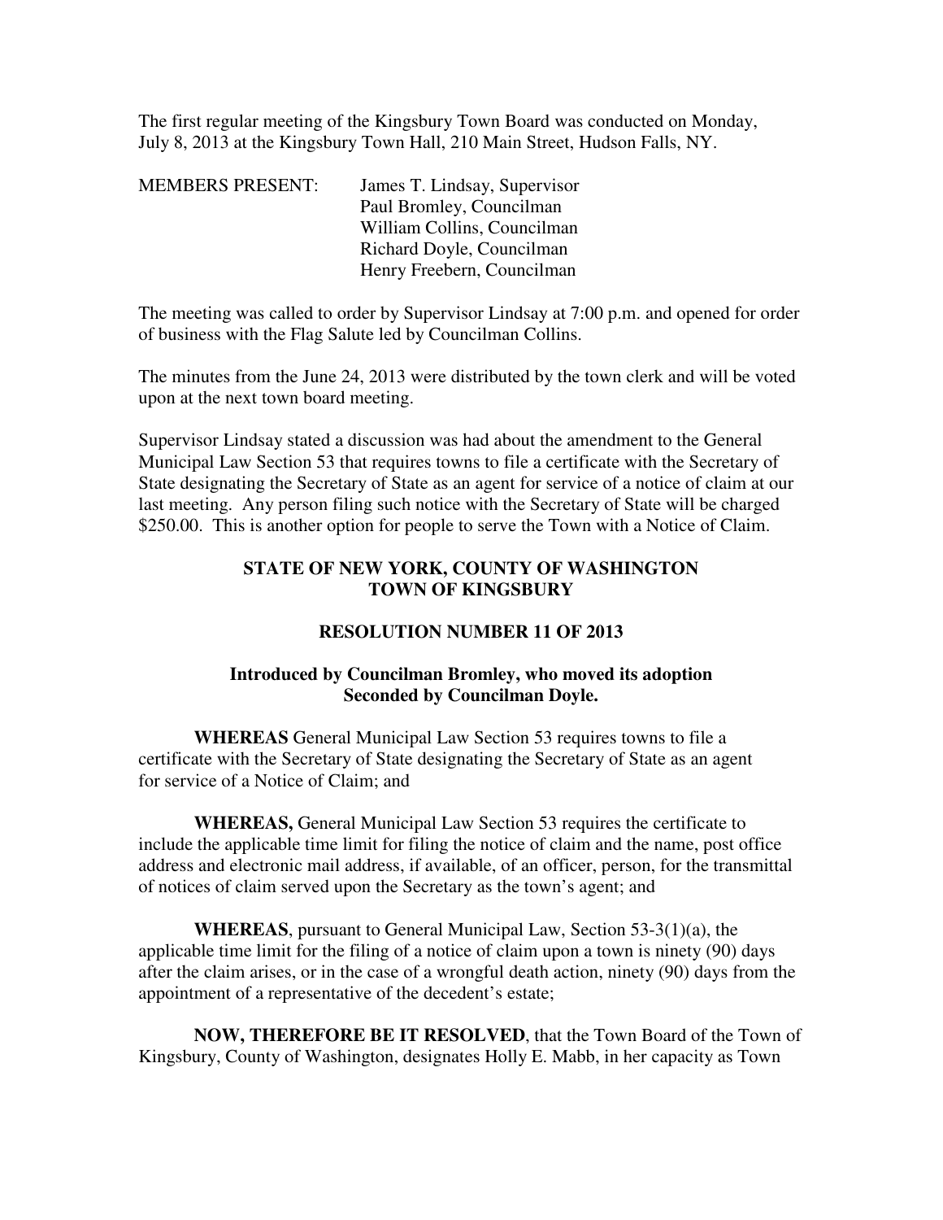The first regular meeting of the Kingsbury Town Board was conducted on Monday, July 8, 2013 at the Kingsbury Town Hall, 210 Main Street, Hudson Falls, NY.

MEMBERS PRESENT: James T. Lindsay, Supervisor
Paul Bromley, Councilman
William Collins, Councilman
Richard Doyle, Councilman
Henry Freebern, Councilman

The meeting was called to order by Supervisor Lindsay at 7:00 p.m. and opened for order of business with the Flag Salute led by Councilman Collins.

The minutes from the June 24, 2013 were distributed by the town clerk and will be voted upon at the next town board meeting.

Supervisor Lindsay stated a discussion was had about the amendment to the General Municipal Law Section 53 that requires towns to file a certificate with the Secretary of State designating the Secretary of State as an agent for service of a notice of claim at our last meeting. Any person filing such notice with the Secretary of State will be charged $250.00. This is another option for people to serve the Town with a Notice of Claim.

**STATE OF NEW YORK, COUNTY OF WASHINGTON**
**TOWN OF KINGSBURY**

**RESOLUTION NUMBER 11 OF 2013**

**Introduced by Councilman Bromley, who moved its adoption**
**Seconded by Councilman Doyle.**

**WHEREAS** General Municipal Law Section 53 requires towns to file a certificate with the Secretary of State designating the Secretary of State as an agent for service of a Notice of Claim; and

**WHEREAS,** General Municipal Law Section 53 requires the certificate to include the applicable time limit for filing the notice of claim and the name, post office address and electronic mail address, if available, of an officer, person, for the transmittal of notices of claim served upon the Secretary as the town's agent; and

**WHEREAS**, pursuant to General Municipal Law, Section 53-3(1)(a), the applicable time limit for the filing of a notice of claim upon a town is ninety (90) days after the claim arises, or in the case of a wrongful death action, ninety (90) days from the appointment of a representative of the decedent's estate;

**NOW, THEREFORE BE IT RESOLVED**, that the Town Board of the Town of Kingsbury, County of Washington, designates Holly E. Mabb, in her capacity as Town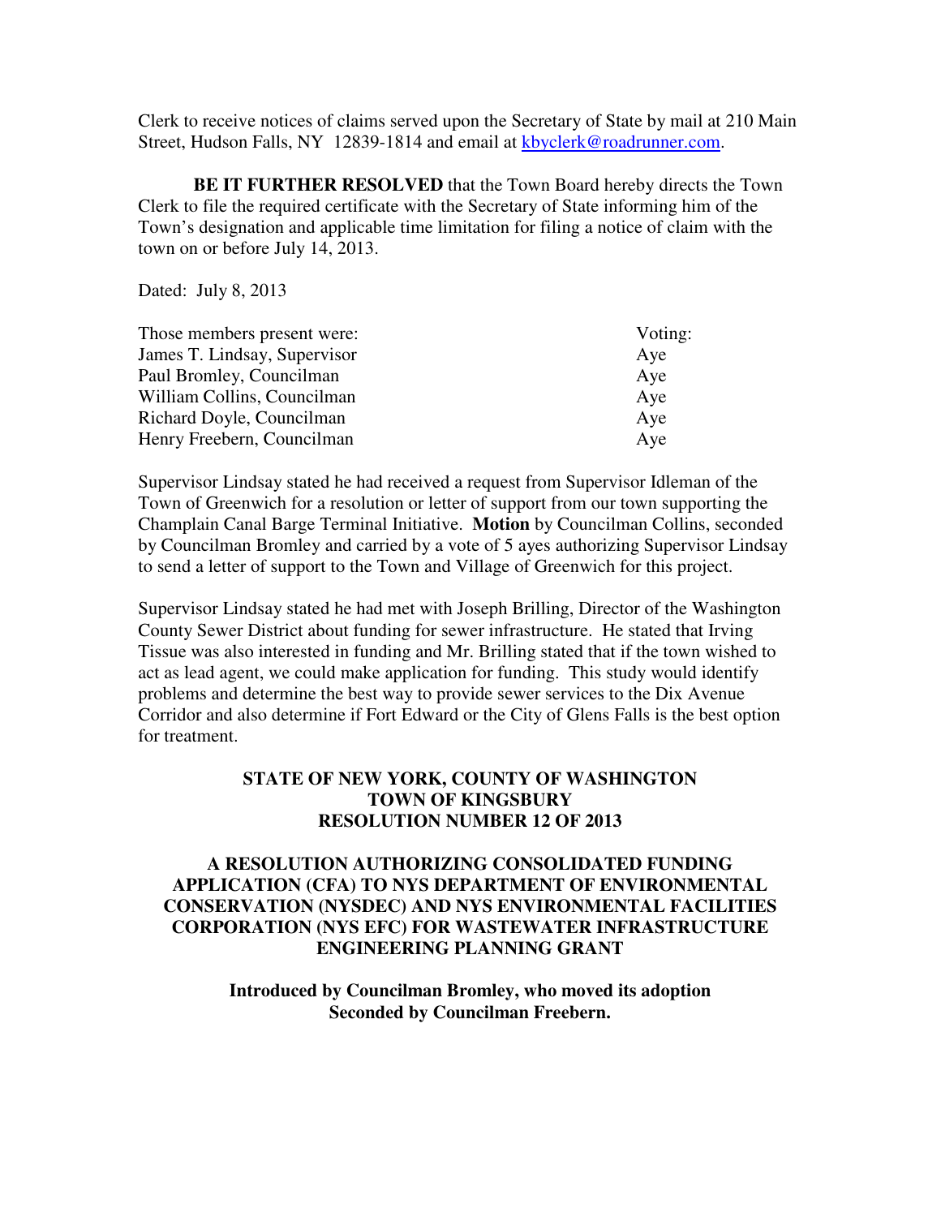Clerk to receive notices of claims served upon the Secretary of State by mail at 210 Main Street, Hudson Falls, NY 12839-1814 and email at kbyclerk@roadrunner.com.

**BE IT FURTHER RESOLVED** that the Town Board hereby directs the Town Clerk to file the required certificate with the Secretary of State informing him of the Town's designation and applicable time limitation for filing a notice of claim with the town on or before July 14, 2013.

Dated: July 8, 2013

| Those members present were: | Voting: |
|---|---|
| James T. Lindsay, Supervisor | Aye |
| Paul Bromley, Councilman | Aye |
| William Collins, Councilman | Aye |
| Richard Doyle, Councilman | Aye |
| Henry Freebern, Councilman | Aye |

Supervisor Lindsay stated he had received a request from Supervisor Idleman of the Town of Greenwich for a resolution or letter of support from our town supporting the Champlain Canal Barge Terminal Initiative. **Motion** by Councilman Collins, seconded by Councilman Bromley and carried by a vote of 5 ayes authorizing Supervisor Lindsay to send a letter of support to the Town and Village of Greenwich for this project.

Supervisor Lindsay stated he had met with Joseph Brilling, Director of the Washington County Sewer District about funding for sewer infrastructure. He stated that Irving Tissue was also interested in funding and Mr. Brilling stated that if the town wished to act as lead agent, we could make application for funding. This study would identify problems and determine the best way to provide sewer services to the Dix Avenue Corridor and also determine if Fort Edward or the City of Glens Falls is the best option for treatment.

**STATE OF NEW YORK, COUNTY OF WASHINGTON**
**TOWN OF KINGSBURY**
**RESOLUTION NUMBER 12 OF 2013**

**A RESOLUTION AUTHORIZING CONSOLIDATED FUNDING APPLICATION (CFA) TO NYS DEPARTMENT OF ENVIRONMENTAL CONSERVATION (NYSDEC) AND NYS ENVIRONMENTAL FACILITIES CORPORATION (NYS EFC) FOR WASTEWATER INFRASTRUCTURE ENGINEERING PLANNING GRANT**

**Introduced by Councilman Bromley, who moved its adoption**
**Seconded by Councilman Freebern.**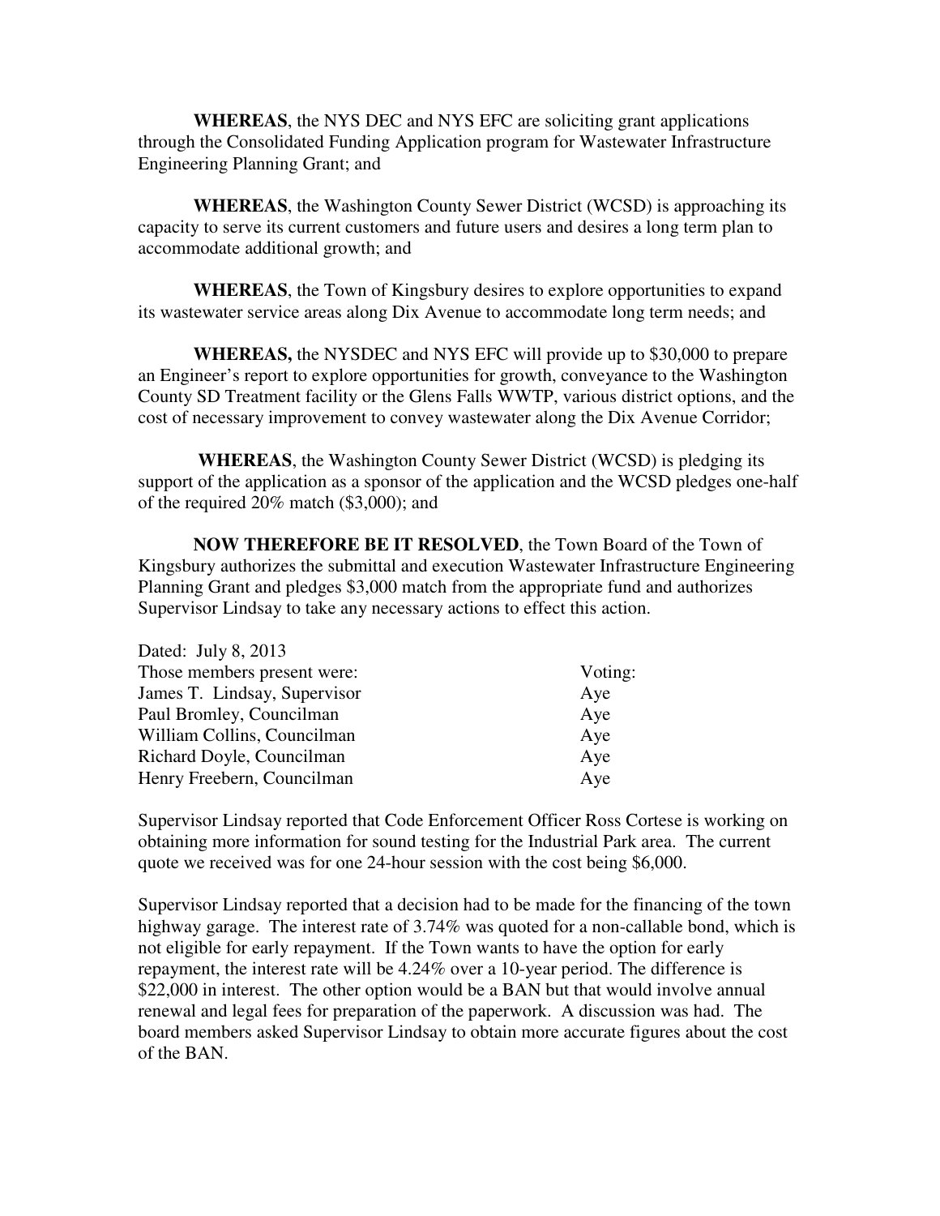**WHEREAS**, the NYS DEC and NYS EFC are soliciting grant applications through the Consolidated Funding Application program for Wastewater Infrastructure Engineering Planning Grant; and

**WHEREAS**, the Washington County Sewer District (WCSD) is approaching its capacity to serve its current customers and future users and desires a long term plan to accommodate additional growth; and

**WHEREAS**, the Town of Kingsbury desires to explore opportunities to expand its wastewater service areas along Dix Avenue to accommodate long term needs; and

**WHEREAS,** the NYSDEC and NYS EFC will provide up to $30,000 to prepare an Engineer's report to explore opportunities for growth, conveyance to the Washington County SD Treatment facility or the Glens Falls WWTP, various district options, and the cost of necessary improvement to convey wastewater along the Dix Avenue Corridor;

**WHEREAS**, the Washington County Sewer District (WCSD) is pledging its support of the application as a sponsor of the application and the WCSD pledges one-half of the required 20% match ($3,000); and

**NOW THEREFORE BE IT RESOLVED**, the Town Board of the Town of Kingsbury authorizes the submittal and execution Wastewater Infrastructure Engineering Planning Grant and pledges $3,000 match from the appropriate fund and authorizes Supervisor Lindsay to take any necessary actions to effect this action.

Dated: July 8, 2013

| Those members present were: | Voting: |
|---|---|
| James T. Lindsay, Supervisor | Aye |
| Paul Bromley, Councilman | Aye |
| William Collins, Councilman | Aye |
| Richard Doyle, Councilman | Aye |
| Henry Freebern, Councilman | Aye |

Supervisor Lindsay reported that Code Enforcement Officer Ross Cortese is working on obtaining more information for sound testing for the Industrial Park area. The current quote we received was for one 24-hour session with the cost being $6,000.

Supervisor Lindsay reported that a decision had to be made for the financing of the town highway garage. The interest rate of 3.74% was quoted for a non-callable bond, which is not eligible for early repayment. If the Town wants to have the option for early repayment, the interest rate will be 4.24% over a 10-year period. The difference is $22,000 in interest. The other option would be a BAN but that would involve annual renewal and legal fees for preparation of the paperwork. A discussion was had. The board members asked Supervisor Lindsay to obtain more accurate figures about the cost of the BAN.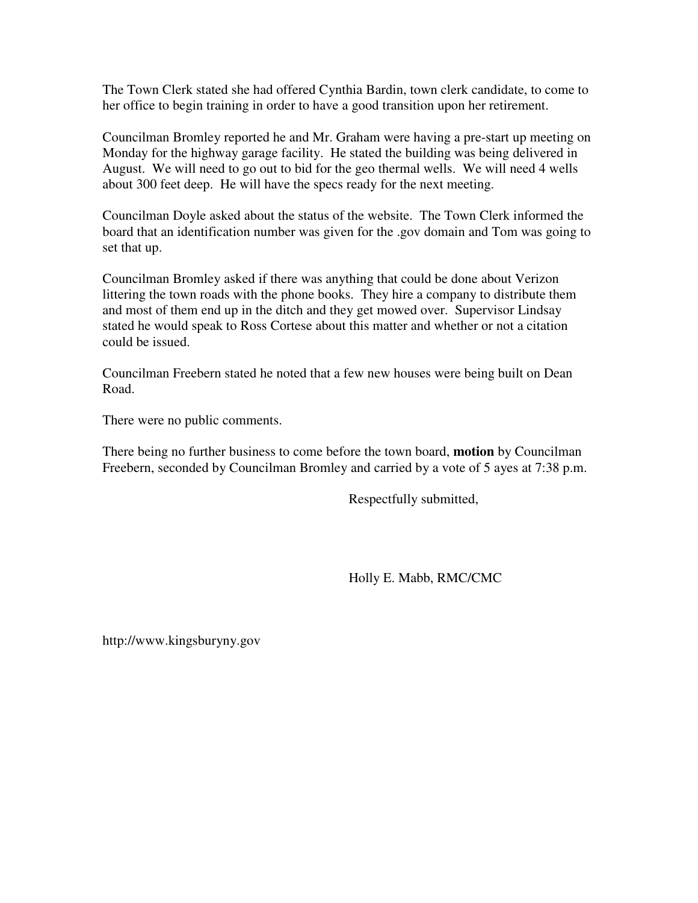The Town Clerk stated she had offered Cynthia Bardin, town clerk candidate, to come to her office to begin training in order to have a good transition upon her retirement.

Councilman Bromley reported he and Mr. Graham were having a pre-start up meeting on Monday for the highway garage facility. He stated the building was being delivered in August. We will need to go out to bid for the geo thermal wells. We will need 4 wells about 300 feet deep. He will have the specs ready for the next meeting.

Councilman Doyle asked about the status of the website. The Town Clerk informed the board that an identification number was given for the .gov domain and Tom was going to set that up.

Councilman Bromley asked if there was anything that could be done about Verizon littering the town roads with the phone books. They hire a company to distribute them and most of them end up in the ditch and they get mowed over. Supervisor Lindsay stated he would speak to Ross Cortese about this matter and whether or not a citation could be issued.

Councilman Freebern stated he noted that a few new houses were being built on Dean Road.

There were no public comments.

There being no further business to come before the town board, **motion** by Councilman Freebern, seconded by Councilman Bromley and carried by a vote of 5 ayes at 7:38 p.m.

Respectfully submitted,

Holly E. Mabb, RMC/CMC

http://www.kingsburyny.gov